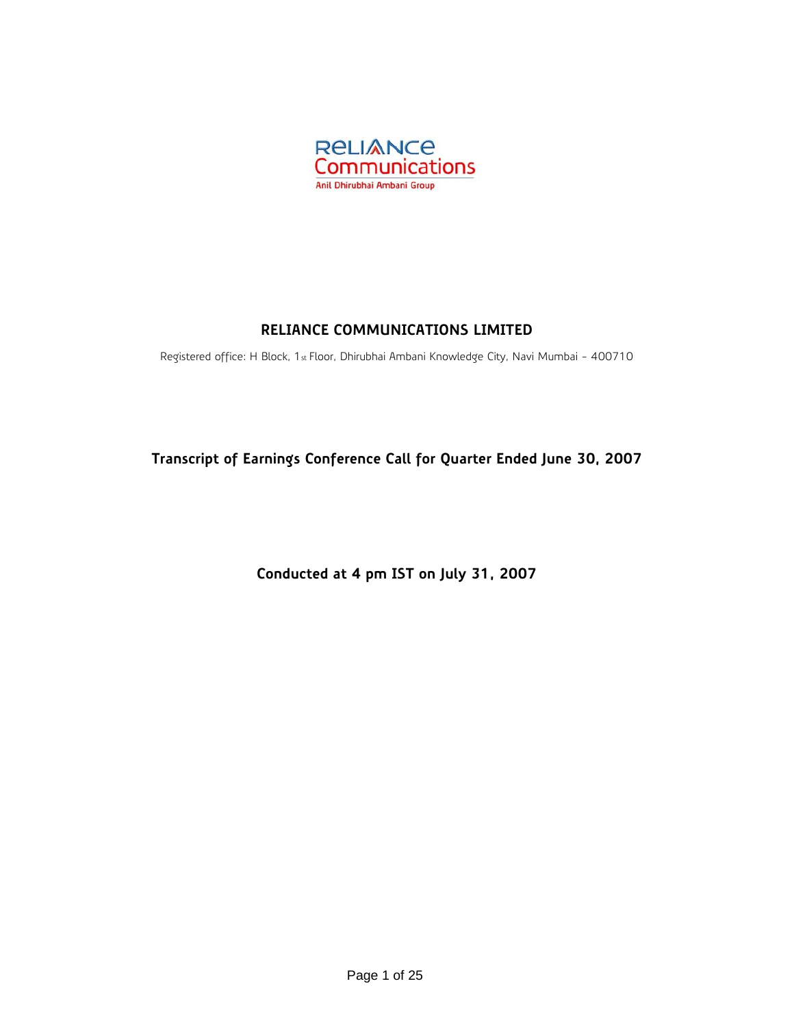RELIANCE
Communications
Anil Dhirubhai Ambani Group

# RELIANCE COMMUNICATIONS LIMITED

Registered office: H Block, 1st Floor, Dhirubhai Ambani Knowledge City, Navi Mumbai - 400710

## Transcript of Earnings Conference Call for Quarter Ended June 30, 2007

### Conducted at 4 pm IST on July 31, 2007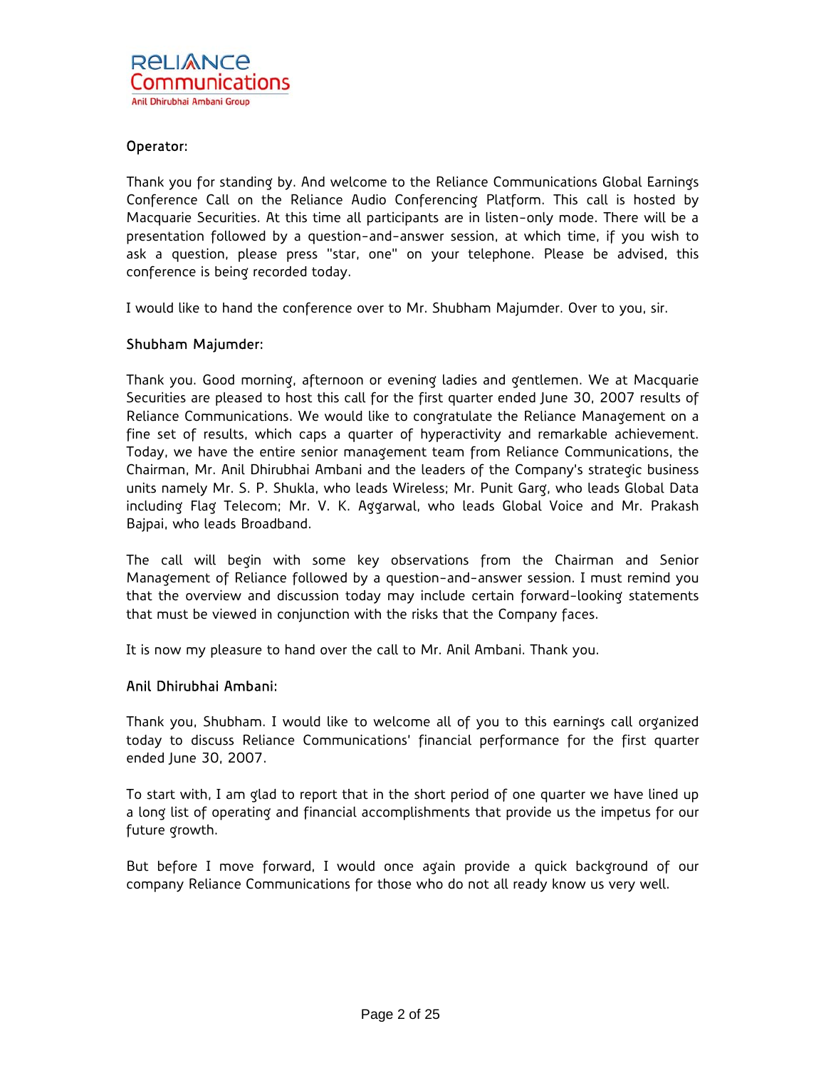**Operator:**

Thank you for standing by. And welcome to the Reliance Communications Global Earnings Conference Call on the Reliance Audio Conferencing Platform. This call is hosted by Macquarie Securities. At this time all participants are in listen-only mode. There will be a presentation followed by a question-and-answer session, at which time, if you wish to ask a question, please press "star, one" on your telephone. Please be advised, this conference is being recorded today.

I would like to hand the conference over to Mr. Shubham Majumder. Over to you, sir.

**Shubham Majumder:**

Thank you. Good morning, afternoon or evening ladies and gentlemen. We at Macquarie Securities are pleased to host this call for the first quarter ended June 30, 2007 results of Reliance Communications. We would like to congratulate the Reliance Management on a fine set of results, which caps a quarter of hyperactivity and remarkable achievement. Today, we have the entire senior management team from Reliance Communications, the Chairman, Mr. Anil Dhirubhai Ambani and the leaders of the Company's strategic business units namely Mr. S. P. Shukla, who leads Wireless; Mr. Punit Garg, who leads Global Data including Flag Telecom; Mr. V. K. Aggarwal, who leads Global Voice and Mr. Prakash Bajpai, who leads Broadband.

The call will begin with some key observations from the Chairman and Senior Management of Reliance followed by a question-and-answer session. I must remind you that the overview and discussion today may include certain forward-looking statements that must be viewed in conjunction with the risks that the Company faces.

It is now my pleasure to hand over the call to Mr. Anil Ambani. Thank you.

**Anil Dhirubhai Ambani:**

Thank you, Shubham. I would like to welcome all of you to this earnings call organized today to discuss Reliance Communications' financial performance for the first quarter ended June 30, 2007.

To start with, I am glad to report that in the short period of one quarter we have lined up a long list of operating and financial accomplishments that provide us the impetus for our future growth.

But before I move forward, I would once again provide a quick background of our company Reliance Communications for those who do not all ready know us very well.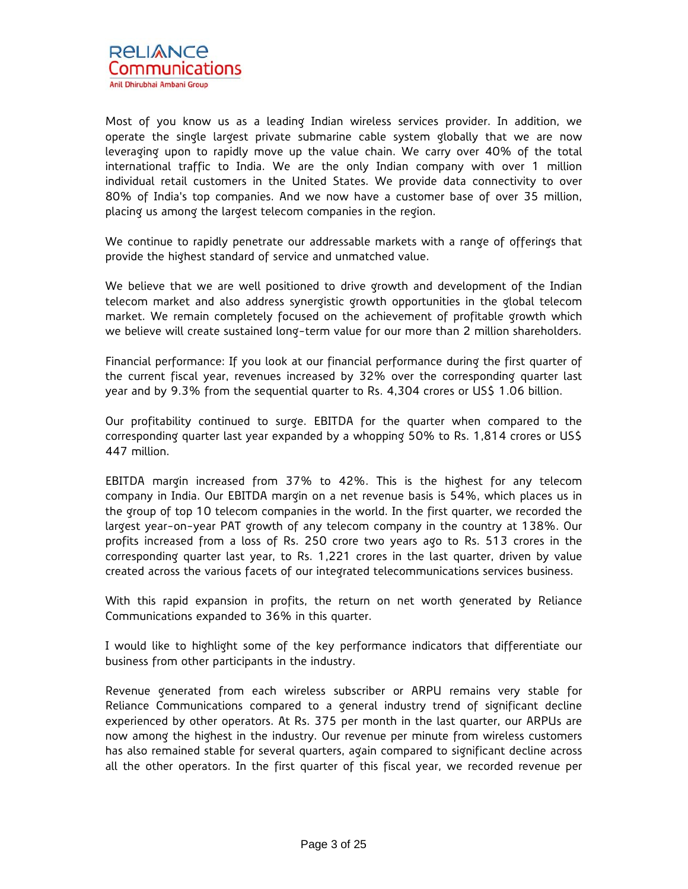Most of you know us as a leading Indian wireless services provider. In addition, we operate the single largest private submarine cable system globally that we are now leveraging upon to rapidly move up the value chain. We carry over 40% of the total international traffic to India. We are the only Indian company with over 1 million individual retail customers in the United States. We provide data connectivity to over 80% of India's top companies. And we now have a customer base of over 35 million, placing us among the largest telecom companies in the region.

We continue to rapidly penetrate our addressable markets with a range of offerings that provide the highest standard of service and unmatched value.

We believe that we are well positioned to drive growth and development of the Indian telecom market and also address synergistic growth opportunities in the global telecom market. We remain completely focused on the achievement of profitable growth which we believe will create sustained long-term value for our more than 2 million shareholders.

Financial performance: If you look at our financial performance during the first quarter of the current fiscal year, revenues increased by 32% over the corresponding quarter last year and by 9.3% from the sequential quarter to Rs. 4,304 crores or US$ 1.06 billion.

Our profitability continued to surge. EBITDA for the quarter when compared to the corresponding quarter last year expanded by a whopping 50% to Rs. 1,814 crores or US$ 447 million.

EBITDA margin increased from 37% to 42%. This is the highest for any telecom company in India. Our EBITDA margin on a net revenue basis is 54%, which places us in the group of top 10 telecom companies in the world. In the first quarter, we recorded the largest year-on-year PAT growth of any telecom company in the country at 138%. Our profits increased from a loss of Rs. 250 crore two years ago to Rs. 513 crores in the corresponding quarter last year, to Rs. 1,221 crores in the last quarter, driven by value created across the various facets of our integrated telecommunications services business.

With this rapid expansion in profits, the return on net worth generated by Reliance Communications expanded to 36% in this quarter.

I would like to highlight some of the key performance indicators that differentiate our business from other participants in the industry.

Revenue generated from each wireless subscriber or ARPU remains very stable for Reliance Communications compared to a general industry trend of significant decline experienced by other operators. At Rs. 375 per month in the last quarter, our ARPUs are now among the highest in the industry. Our revenue per minute from wireless customers has also remained stable for several quarters, again compared to significant decline across all the other operators. In the first quarter of this fiscal year, we recorded revenue per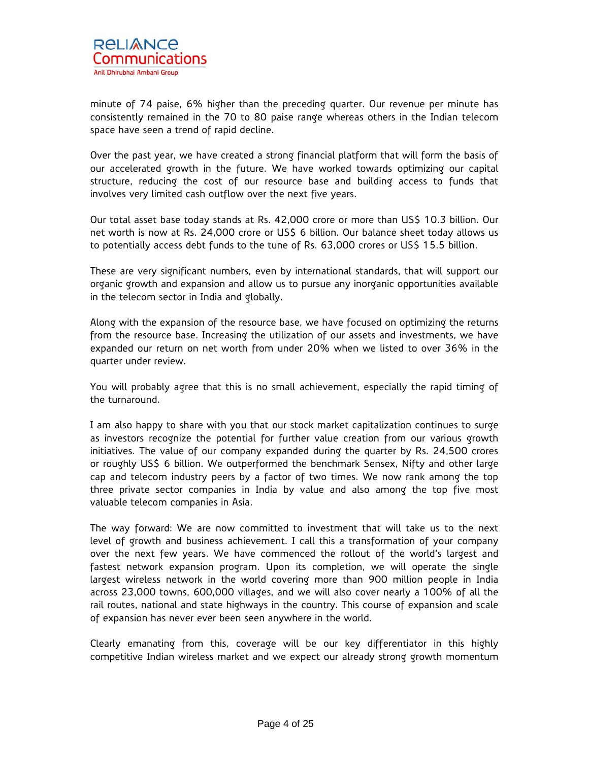minute of 74 paise, 6% higher than the preceding quarter. Our revenue per minute has consistently remained in the 70 to 80 paise range whereas others in the Indian telecom space have seen a trend of rapid decline.

Over the past year, we have created a strong financial platform that will form the basis of our accelerated growth in the future. We have worked towards optimizing our capital structure, reducing the cost of our resource base and building access to funds that involves very limited cash outflow over the next five years.

Our total asset base today stands at Rs. 42,000 crore or more than US$ 10.3 billion. Our net worth is now at Rs. 24,000 crore or US$ 6 billion. Our balance sheet today allows us to potentially access debt funds to the tune of Rs. 63,000 crores or US$ 15.5 billion.

These are very significant numbers, even by international standards, that will support our organic growth and expansion and allow us to pursue any inorganic opportunities available in the telecom sector in India and globally.

Along with the expansion of the resource base, we have focused on optimizing the returns from the resource base. Increasing the utilization of our assets and investments, we have expanded our return on net worth from under 20% when we listed to over 36% in the quarter under review.

You will probably agree that this is no small achievement, especially the rapid timing of the turnaround.

I am also happy to share with you that our stock market capitalization continues to surge as investors recognize the potential for further value creation from our various growth initiatives. The value of our company expanded during the quarter by Rs. 24,500 crores or roughly US$ 6 billion. We outperformed the benchmark Sensex, Nifty and other large cap and telecom industry peers by a factor of two times. We now rank among the top three private sector companies in India by value and also among the top five most valuable telecom companies in Asia.

The way forward: We are now committed to investment that will take us to the next level of growth and business achievement. I call this a transformation of your company over the next few years. We have commenced the rollout of the world's largest and fastest network expansion program. Upon its completion, we will operate the single largest wireless network in the world covering more than 900 million people in India across 23,000 towns, 600,000 villages, and we will also cover nearly a 100% of all the rail routes, national and state highways in the country. This course of expansion and scale of expansion has never ever been seen anywhere in the world.

Clearly emanating from this, coverage will be our key differentiator in this highly competitive Indian wireless market and we expect our already strong growth momentum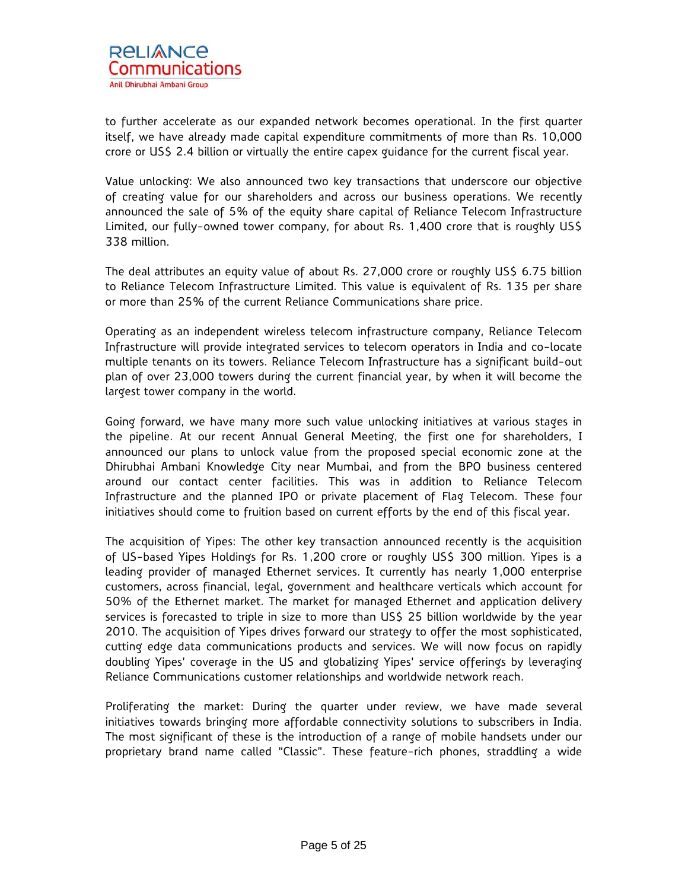to further accelerate as our expanded network becomes operational. In the first quarter itself, we have already made capital expenditure commitments of more than Rs. 10,000 crore or US$ 2.4 billion or virtually the entire capex guidance for the current fiscal year.

Value unlocking: We also announced two key transactions that underscore our objective of creating value for our shareholders and across our business operations. We recently announced the sale of 5% of the equity share capital of Reliance Telecom Infrastructure Limited, our fully-owned tower company, for about Rs. 1,400 crore that is roughly US$ 338 million.

The deal attributes an equity value of about Rs. 27,000 crore or roughly US$ 6.75 billion to Reliance Telecom Infrastructure Limited. This value is equivalent of Rs. 135 per share or more than 25% of the current Reliance Communications share price.

Operating as an independent wireless telecom infrastructure company, Reliance Telecom Infrastructure will provide integrated services to telecom operators in India and co-locate multiple tenants on its towers. Reliance Telecom Infrastructure has a significant build-out plan of over 23,000 towers during the current financial year, by when it will become the largest tower company in the world.

Going forward, we have many more such value unlocking initiatives at various stages in the pipeline. At our recent Annual General Meeting, the first one for shareholders, I announced our plans to unlock value from the proposed special economic zone at the Dhirubhai Ambani Knowledge City near Mumbai, and from the BPO business centered around our contact center facilities. This was in addition to Reliance Telecom Infrastructure and the planned IPO or private placement of Flag Telecom. These four initiatives should come to fruition based on current efforts by the end of this fiscal year.

The acquisition of Yipes: The other key transaction announced recently is the acquisition of US-based Yipes Holdings for Rs. 1,200 crore or roughly US$ 300 million. Yipes is a leading provider of managed Ethernet services. It currently has nearly 1,000 enterprise customers, across financial, legal, government and healthcare verticals which account for 50% of the Ethernet market. The market for managed Ethernet and application delivery services is forecasted to triple in size to more than US$ 25 billion worldwide by the year 2010. The acquisition of Yipes drives forward our strategy to offer the most sophisticated, cutting edge data communications products and services. We will now focus on rapidly doubling Yipes' coverage in the US and globalizing Yipes' service offerings by leveraging Reliance Communications customer relationships and worldwide network reach.

Proliferating the market: During the quarter under review, we have made several initiatives towards bringing more affordable connectivity solutions to subscribers in India. The most significant of these is the introduction of a range of mobile handsets under our proprietary brand name called "Classic". These feature-rich phones, straddling a wide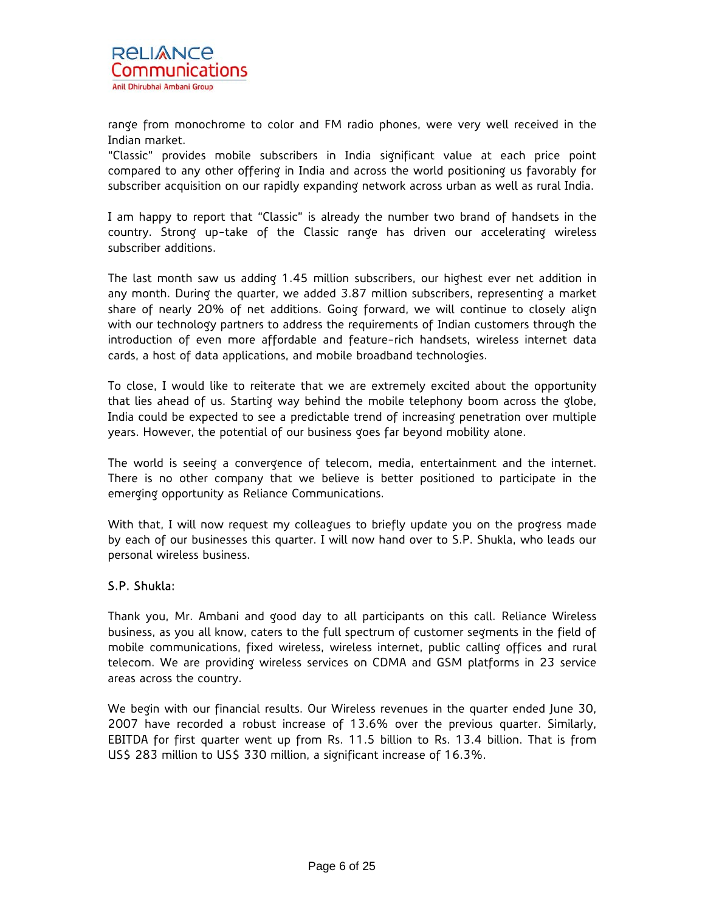range from monochrome to color and FM radio phones, were very well received in the Indian market.

"Classic" provides mobile subscribers in India significant value at each price point compared to any other offering in India and across the world positioning us favorably for subscriber acquisition on our rapidly expanding network across urban as well as rural India.

I am happy to report that "Classic" is already the number two brand of handsets in the country. Strong up-take of the Classic range has driven our accelerating wireless subscriber additions.

The last month saw us adding 1.45 million subscribers, our highest ever net addition in any month. During the quarter, we added 3.87 million subscribers, representing a market share of nearly 20% of net additions. Going forward, we will continue to closely align with our technology partners to address the requirements of Indian customers through the introduction of even more affordable and feature-rich handsets, wireless internet data cards, a host of data applications, and mobile broadband technologies.

To close, I would like to reiterate that we are extremely excited about the opportunity that lies ahead of us. Starting way behind the mobile telephony boom across the globe, India could be expected to see a predictable trend of increasing penetration over multiple years. However, the potential of our business goes far beyond mobility alone.

The world is seeing a convergence of telecom, media, entertainment and the internet. There is no other company that we believe is better positioned to participate in the emerging opportunity as Reliance Communications.

With that, I will now request my colleagues to briefly update you on the progress made by each of our businesses this quarter. I will now hand over to S.P. Shukla, who leads our personal wireless business.

**S.P. Shukla:**

Thank you, Mr. Ambani and good day to all participants on this call. Reliance Wireless business, as you all know, caters to the full spectrum of customer segments in the field of mobile communications, fixed wireless, wireless internet, public calling offices and rural telecom. We are providing wireless services on CDMA and GSM platforms in 23 service areas across the country.

We begin with our financial results. Our Wireless revenues in the quarter ended June 30, 2007 have recorded a robust increase of 13.6% over the previous quarter. Similarly, EBITDA for first quarter went up from Rs. 11.5 billion to Rs. 13.4 billion. That is from US$ 283 million to US$ 330 million, a significant increase of 16.3%.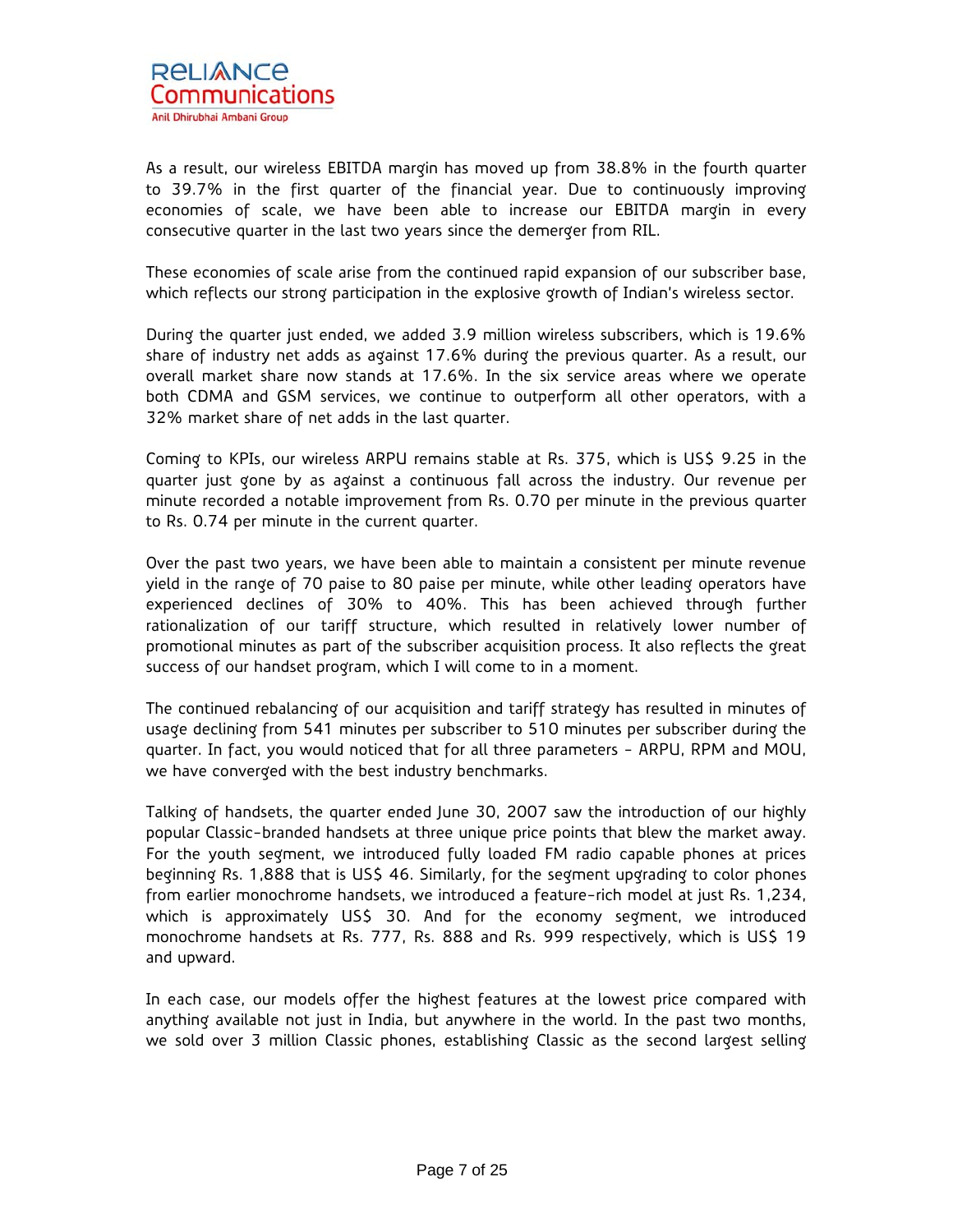As a result, our wireless EBITDA margin has moved up from 38.8% in the fourth quarter to 39.7% in the first quarter of the financial year. Due to continuously improving economies of scale, we have been able to increase our EBITDA margin in every consecutive quarter in the last two years since the demerger from RIL.

These economies of scale arise from the continued rapid expansion of our subscriber base, which reflects our strong participation in the explosive growth of Indian's wireless sector.

During the quarter just ended, we added 3.9 million wireless subscribers, which is 19.6% share of industry net adds as against 17.6% during the previous quarter. As a result, our overall market share now stands at 17.6%. In the six service areas where we operate both CDMA and GSM services, we continue to outperform all other operators, with a 32% market share of net adds in the last quarter.

Coming to KPIs, our wireless ARPU remains stable at Rs. 375, which is US$ 9.25 in the quarter just gone by as against a continuous fall across the industry. Our revenue per minute recorded a notable improvement from Rs. 0.70 per minute in the previous quarter to Rs. 0.74 per minute in the current quarter.

Over the past two years, we have been able to maintain a consistent per minute revenue yield in the range of 70 paise to 80 paise per minute, while other leading operators have experienced declines of 30% to 40%. This has been achieved through further rationalization of our tariff structure, which resulted in relatively lower number of promotional minutes as part of the subscriber acquisition process. It also reflects the great success of our handset program, which I will come to in a moment.

The continued rebalancing of our acquisition and tariff strategy has resulted in minutes of usage declining from 541 minutes per subscriber to 510 minutes per subscriber during the quarter. In fact, you would noticed that for all three parameters - ARPU, RPM and MOU, we have converged with the best industry benchmarks.

Talking of handsets, the quarter ended June 30, 2007 saw the introduction of our highly popular Classic-branded handsets at three unique price points that blew the market away. For the youth segment, we introduced fully loaded FM radio capable phones at prices beginning Rs. 1,888 that is US$ 46. Similarly, for the segment upgrading to color phones from earlier monochrome handsets, we introduced a feature-rich model at just Rs. 1,234, which is approximately US$ 30. And for the economy segment, we introduced monochrome handsets at Rs. 777, Rs. 888 and Rs. 999 respectively, which is US$ 19 and upward.

In each case, our models offer the highest features at the lowest price compared with anything available not just in India, but anywhere in the world. In the past two months, we sold over 3 million Classic phones, establishing Classic as the second largest selling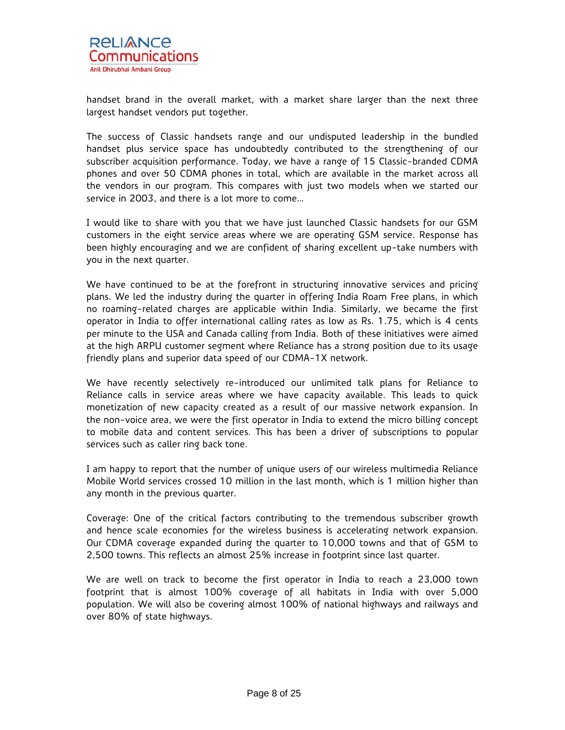handset brand in the overall market, with a market share larger than the next three largest handset vendors put together.

The success of Classic handsets range and our undisputed leadership in the bundled handset plus service space has undoubtedly contributed to the strengthening of our subscriber acquisition performance. Today, we have a range of 15 Classic-branded CDMA phones and over 50 CDMA phones in total, which are available in the market across all the vendors in our program. This compares with just two models when we started our service in 2003, and there is a lot more to come…

I would like to share with you that we have just launched Classic handsets for our GSM customers in the eight service areas where we are operating GSM service. Response has been highly encouraging and we are confident of sharing excellent up-take numbers with you in the next quarter.

We have continued to be at the forefront in structuring innovative services and pricing plans. We led the industry during the quarter in offering India Roam Free plans, in which no roaming-related charges are applicable within India. Similarly, we became the first operator in India to offer international calling rates as low as Rs. 1.75, which is 4 cents per minute to the USA and Canada calling from India. Both of these initiatives were aimed at the high ARPU customer segment where Reliance has a strong position due to its usage friendly plans and superior data speed of our CDMA-1X network.

We have recently selectively re-introduced our unlimited talk plans for Reliance to Reliance calls in service areas where we have capacity available. This leads to quick monetization of new capacity created as a result of our massive network expansion. In the non-voice area, we were the first operator in India to extend the micro billing concept to mobile data and content services. This has been a driver of subscriptions to popular services such as caller ring back tone.

I am happy to report that the number of unique users of our wireless multimedia Reliance Mobile World services crossed 10 million in the last month, which is 1 million higher than any month in the previous quarter.

Coverage: One of the critical factors contributing to the tremendous subscriber growth and hence scale economies for the wireless business is accelerating network expansion. Our CDMA coverage expanded during the quarter to 10,000 towns and that of GSM to 2,500 towns. This reflects an almost 25% increase in footprint since last quarter.

We are well on track to become the first operator in India to reach a 23,000 town footprint that is almost 100% coverage of all habitats in India with over 5,000 population. We will also be covering almost 100% of national highways and railways and over 80% of state highways.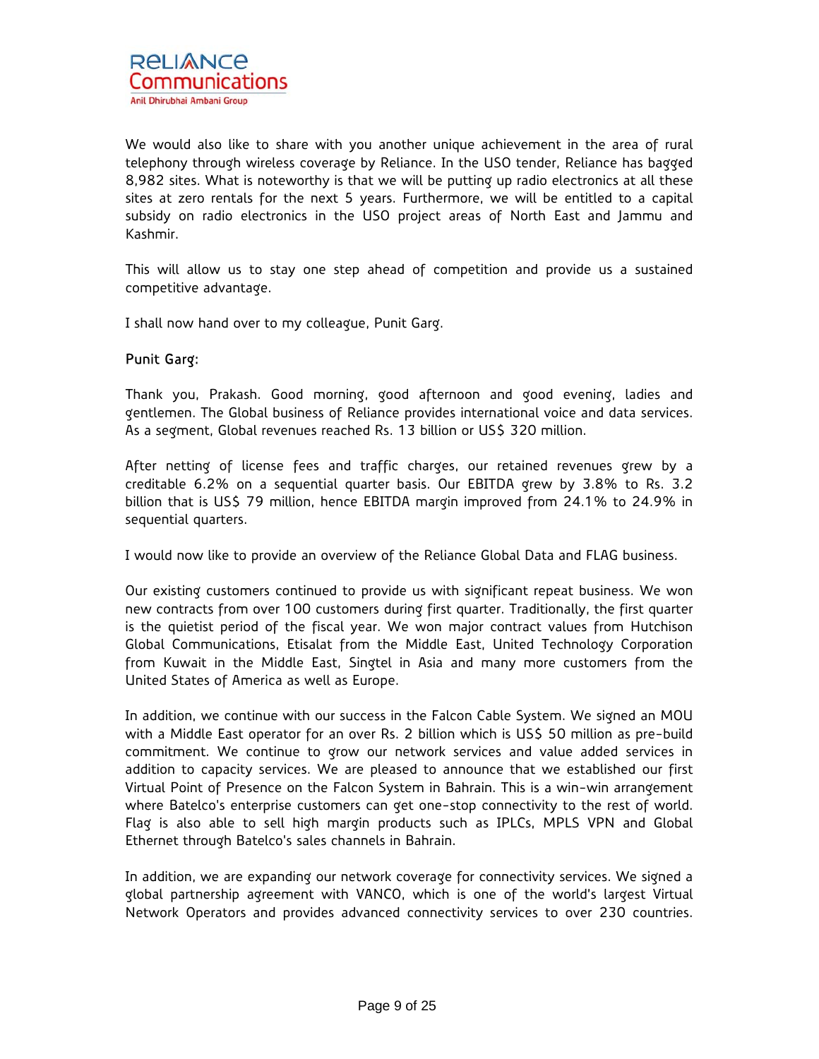We would also like to share with you another unique achievement in the area of rural telephony through wireless coverage by Reliance. In the USO tender, Reliance has bagged 8,982 sites. What is noteworthy is that we will be putting up radio electronics at all these sites at zero rentals for the next 5 years. Furthermore, we will be entitled to a capital subsidy on radio electronics in the USO project areas of North East and Jammu and Kashmir.

This will allow us to stay one step ahead of competition and provide us a sustained competitive advantage.

I shall now hand over to my colleague, Punit Garg.

**Punit Garg:**

Thank you, Prakash. Good morning, good afternoon and good evening, ladies and gentlemen. The Global business of Reliance provides international voice and data services. As a segment, Global revenues reached Rs. 13 billion or US$ 320 million.

After netting of license fees and traffic charges, our retained revenues grew by a creditable 6.2% on a sequential quarter basis. Our EBITDA grew by 3.8% to Rs. 3.2 billion that is US$ 79 million, hence EBITDA margin improved from 24.1% to 24.9% in sequential quarters.

I would now like to provide an overview of the Reliance Global Data and FLAG business.

Our existing customers continued to provide us with significant repeat business. We won new contracts from over 100 customers during first quarter. Traditionally, the first quarter is the quietist period of the fiscal year. We won major contract values from Hutchison Global Communications, Etisalat from the Middle East, United Technology Corporation from Kuwait in the Middle East, Singtel in Asia and many more customers from the United States of America as well as Europe.

In addition, we continue with our success in the Falcon Cable System. We signed an MOU with a Middle East operator for an over Rs. 2 billion which is US$ 50 million as pre-build commitment. We continue to grow our network services and value added services in addition to capacity services. We are pleased to announce that we established our first Virtual Point of Presence on the Falcon System in Bahrain. This is a win-win arrangement where Batelco's enterprise customers can get one-stop connectivity to the rest of world. Flag is also able to sell high margin products such as IPLCs, MPLS VPN and Global Ethernet through Batelco's sales channels in Bahrain.

In addition, we are expanding our network coverage for connectivity services. We signed a global partnership agreement with VANCO, which is one of the world's largest Virtual Network Operators and provides advanced connectivity services to over 230 countries.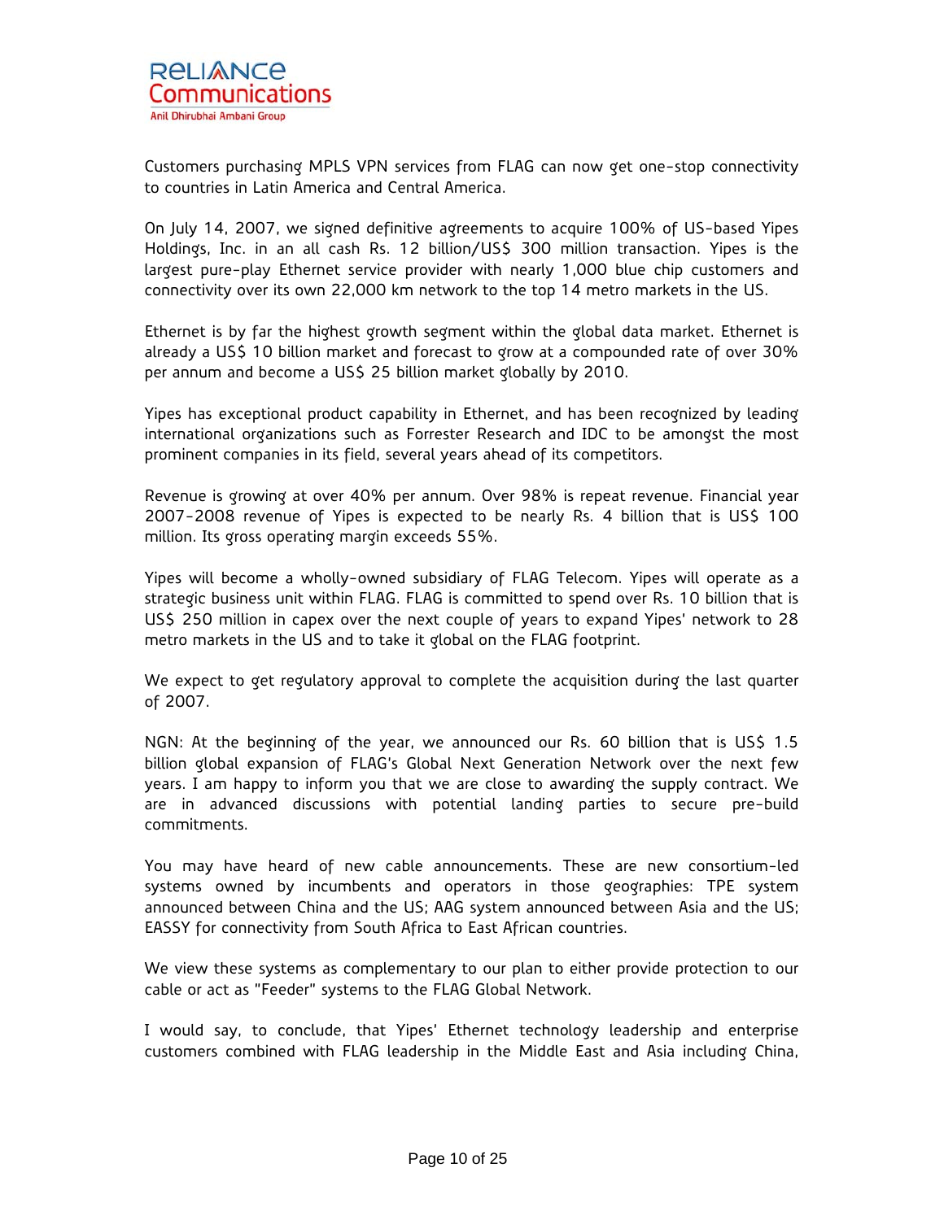Customers purchasing MPLS VPN services from FLAG can now get one-stop connectivity to countries in Latin America and Central America.

On July 14, 2007, we signed definitive agreements to acquire 100% of US-based Yipes Holdings, Inc. in an all cash Rs. 12 billion/US$ 300 million transaction. Yipes is the largest pure-play Ethernet service provider with nearly 1,000 blue chip customers and connectivity over its own 22,000 km network to the top 14 metro markets in the US.

Ethernet is by far the highest growth segment within the global data market. Ethernet is already a US$ 10 billion market and forecast to grow at a compounded rate of over 30% per annum and become a US$ 25 billion market globally by 2010.

Yipes has exceptional product capability in Ethernet, and has been recognized by leading international organizations such as Forrester Research and IDC to be amongst the most prominent companies in its field, several years ahead of its competitors.

Revenue is growing at over 40% per annum. Over 98% is repeat revenue. Financial year 2007-2008 revenue of Yipes is expected to be nearly Rs. 4 billion that is US$ 100 million. Its gross operating margin exceeds 55%.

Yipes will become a wholly-owned subsidiary of FLAG Telecom. Yipes will operate as a strategic business unit within FLAG. FLAG is committed to spend over Rs. 10 billion that is US$ 250 million in capex over the next couple of years to expand Yipes' network to 28 metro markets in the US and to take it global on the FLAG footprint.

We expect to get regulatory approval to complete the acquisition during the last quarter of 2007.

NGN: At the beginning of the year, we announced our Rs. 60 billion that is US$ 1.5 billion global expansion of FLAG's Global Next Generation Network over the next few years. I am happy to inform you that we are close to awarding the supply contract. We are in advanced discussions with potential landing parties to secure pre-build commitments.

You may have heard of new cable announcements. These are new consortium-led systems owned by incumbents and operators in those geographies: TPE system announced between China and the US; AAG system announced between Asia and the US; EASSY for connectivity from South Africa to East African countries.

We view these systems as complementary to our plan to either provide protection to our cable or act as "Feeder" systems to the FLAG Global Network.

I would say, to conclude, that Yipes' Ethernet technology leadership and enterprise customers combined with FLAG leadership in the Middle East and Asia including China,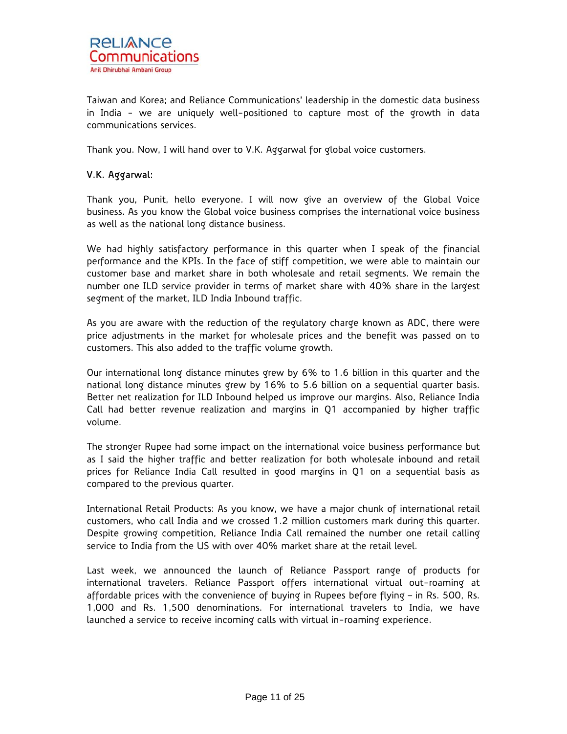Taiwan and Korea; and Reliance Communications' leadership in the domestic data business in India - we are uniquely well-positioned to capture most of the growth in data communications services.

Thank you. Now, I will hand over to V.K. Aggarwal for global voice customers.

**V.K. Aggarwal:**

Thank you, Punit, hello everyone. I will now give an overview of the Global Voice business. As you know the Global voice business comprises the international voice business as well as the national long distance business.

We had highly satisfactory performance in this quarter when I speak of the financial performance and the KPIs. In the face of stiff competition, we were able to maintain our customer base and market share in both wholesale and retail segments. We remain the number one ILD service provider in terms of market share with 40% share in the largest segment of the market, ILD India Inbound traffic.

As you are aware with the reduction of the regulatory charge known as ADC, there were price adjustments in the market for wholesale prices and the benefit was passed on to customers. This also added to the traffic volume growth.

Our international long distance minutes grew by 6% to 1.6 billion in this quarter and the national long distance minutes grew by 16% to 5.6 billion on a sequential quarter basis. Better net realization for ILD Inbound helped us improve our margins. Also, Reliance India Call had better revenue realization and margins in Q1 accompanied by higher traffic volume.

The stronger Rupee had some impact on the international voice business performance but as I said the higher traffic and better realization for both wholesale inbound and retail prices for Reliance India Call resulted in good margins in Q1 on a sequential basis as compared to the previous quarter.

International Retail Products: As you know, we have a major chunk of international retail customers, who call India and we crossed 1.2 million customers mark during this quarter. Despite growing competition, Reliance India Call remained the number one retail calling service to India from the US with over 40% market share at the retail level.

Last week, we announced the launch of Reliance Passport range of products for international travelers. Reliance Passport offers international virtual out-roaming at affordable prices with the convenience of buying in Rupees before flying – in Rs. 500, Rs. 1,000 and Rs. 1,500 denominations. For international travelers to India, we have launched a service to receive incoming calls with virtual in-roaming experience.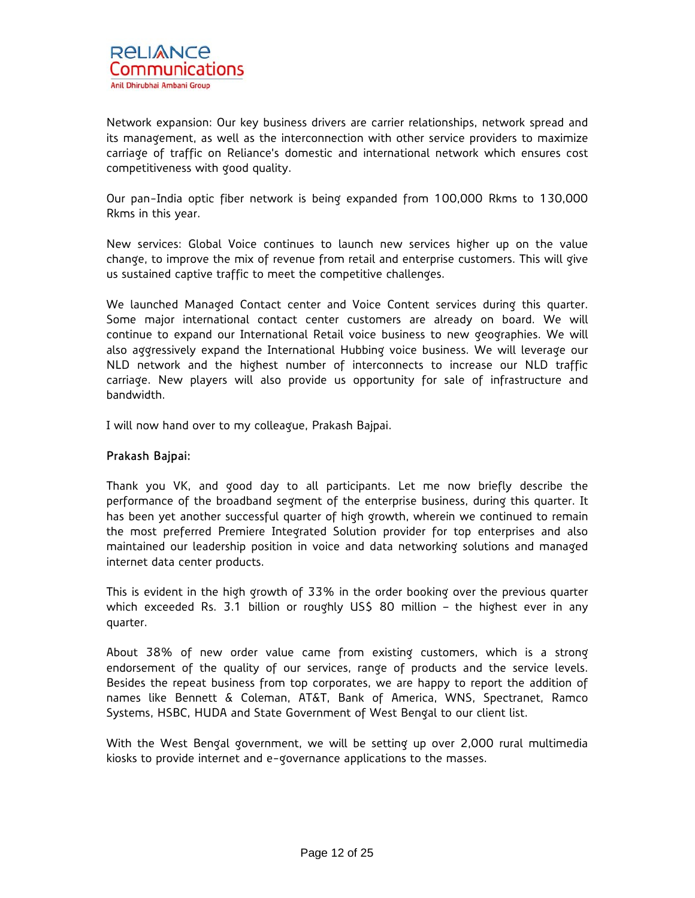Network expansion: Our key business drivers are carrier relationships, network spread and its management, as well as the interconnection with other service providers to maximize carriage of traffic on Reliance's domestic and international network which ensures cost competitiveness with good quality.

Our pan-India optic fiber network is being expanded from 100,000 Rkms to 130,000 Rkms in this year.

New services: Global Voice continues to launch new services higher up on the value change, to improve the mix of revenue from retail and enterprise customers. This will give us sustained captive traffic to meet the competitive challenges.

We launched Managed Contact center and Voice Content services during this quarter. Some major international contact center customers are already on board. We will continue to expand our International Retail voice business to new geographies. We will also aggressively expand the International Hubbing voice business. We will leverage our NLD network and the highest number of interconnects to increase our NLD traffic carriage. New players will also provide us opportunity for sale of infrastructure and bandwidth.

I will now hand over to my colleague, Prakash Bajpai.

**Prakash Bajpai:**

Thank you VK, and good day to all participants. Let me now briefly describe the performance of the broadband segment of the enterprise business, during this quarter. It has been yet another successful quarter of high growth, wherein we continued to remain the most preferred Premiere Integrated Solution provider for top enterprises and also maintained our leadership position in voice and data networking solutions and managed internet data center products.

This is evident in the high growth of 33% in the order booking over the previous quarter which exceeded Rs. 3.1 billion or roughly US$ 80 million – the highest ever in any quarter.

About 38% of new order value came from existing customers, which is a strong endorsement of the quality of our services, range of products and the service levels. Besides the repeat business from top corporates, we are happy to report the addition of names like Bennett & Coleman, AT&T, Bank of America, WNS, Spectranet, Ramco Systems, HSBC, HUDA and State Government of West Bengal to our client list.

With the West Bengal government, we will be setting up over 2,000 rural multimedia kiosks to provide internet and e-governance applications to the masses.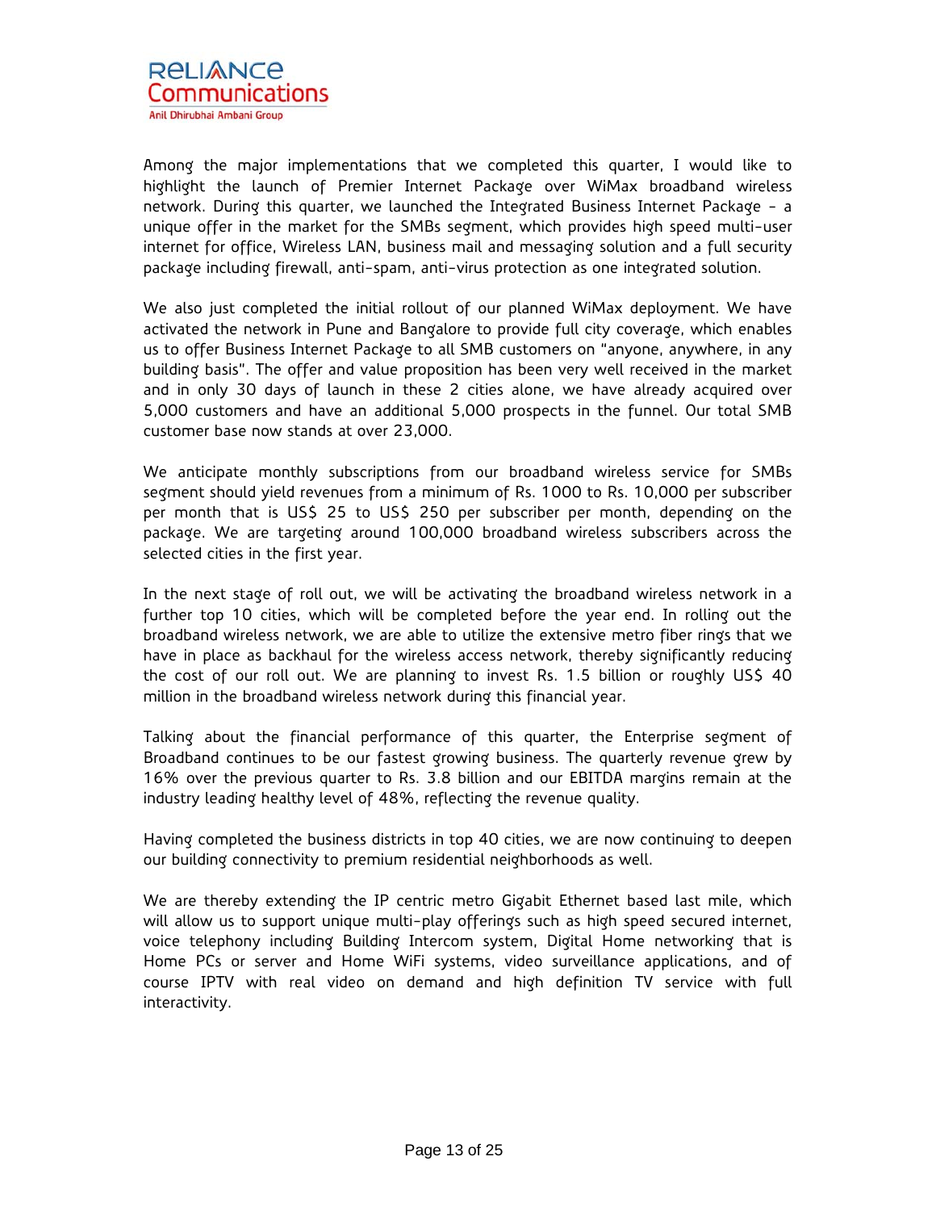Among the major implementations that we completed this quarter, I would like to highlight the launch of Premier Internet Package over WiMax broadband wireless network. During this quarter, we launched the Integrated Business Internet Package - a unique offer in the market for the SMBs segment, which provides high speed multi-user internet for office, Wireless LAN, business mail and messaging solution and a full security package including firewall, anti-spam, anti-virus protection as one integrated solution.

We also just completed the initial rollout of our planned WiMax deployment. We have activated the network in Pune and Bangalore to provide full city coverage, which enables us to offer Business Internet Package to all SMB customers on "anyone, anywhere, in any building basis". The offer and value proposition has been very well received in the market and in only 30 days of launch in these 2 cities alone, we have already acquired over 5,000 customers and have an additional 5,000 prospects in the funnel. Our total SMB customer base now stands at over 23,000.

We anticipate monthly subscriptions from our broadband wireless service for SMBs segment should yield revenues from a minimum of Rs. 1000 to Rs. 10,000 per subscriber per month that is US$ 25 to US$ 250 per subscriber per month, depending on the package. We are targeting around 100,000 broadband wireless subscribers across the selected cities in the first year.

In the next stage of roll out, we will be activating the broadband wireless network in a further top 10 cities, which will be completed before the year end. In rolling out the broadband wireless network, we are able to utilize the extensive metro fiber rings that we have in place as backhaul for the wireless access network, thereby significantly reducing the cost of our roll out. We are planning to invest Rs. 1.5 billion or roughly US$ 40 million in the broadband wireless network during this financial year.

Talking about the financial performance of this quarter, the Enterprise segment of Broadband continues to be our fastest growing business. The quarterly revenue grew by 16% over the previous quarter to Rs. 3.8 billion and our EBITDA margins remain at the industry leading healthy level of 48%, reflecting the revenue quality.

Having completed the business districts in top 40 cities, we are now continuing to deepen our building connectivity to premium residential neighborhoods as well.

We are thereby extending the IP centric metro Gigabit Ethernet based last mile, which will allow us to support unique multi-play offerings such as high speed secured internet, voice telephony including Building Intercom system, Digital Home networking that is Home PCs or server and Home WiFi systems, video surveillance applications, and of course IPTV with real video on demand and high definition TV service with full interactivity.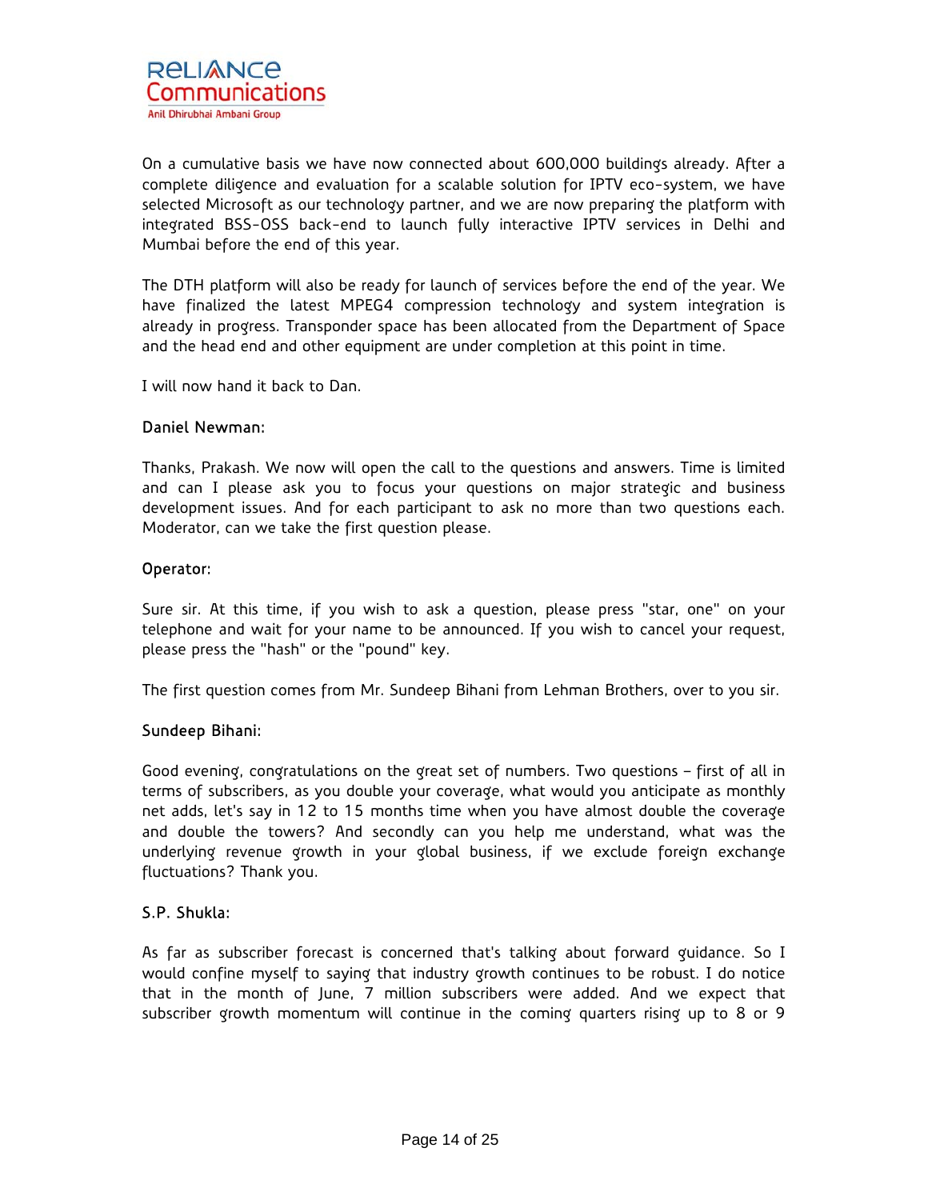On a cumulative basis we have now connected about 600,000 buildings already. After a complete diligence and evaluation for a scalable solution for IPTV eco-system, we have selected Microsoft as our technology partner, and we are now preparing the platform with integrated BSS-OSS back-end to launch fully interactive IPTV services in Delhi and Mumbai before the end of this year.

The DTH platform will also be ready for launch of services before the end of the year. We have finalized the latest MPEG4 compression technology and system integration is already in progress. Transponder space has been allocated from the Department of Space and the head end and other equipment are under completion at this point in time.

I will now hand it back to Dan.

**Daniel Newman:**

Thanks, Prakash. We now will open the call to the questions and answers. Time is limited and can I please ask you to focus your questions on major strategic and business development issues. And for each participant to ask no more than two questions each. Moderator, can we take the first question please.

**Operator:**

Sure sir. At this time, if you wish to ask a question, please press "star, one" on your telephone and wait for your name to be announced. If you wish to cancel your request, please press the "hash" or the "pound" key.

The first question comes from Mr. Sundeep Bihani from Lehman Brothers, over to you sir.

**Sundeep Bihani:**

Good evening, congratulations on the great set of numbers. Two questions – first of all in terms of subscribers, as you double your coverage, what would you anticipate as monthly net adds, let's say in 12 to 15 months time when you have almost double the coverage and double the towers? And secondly can you help me understand, what was the underlying revenue growth in your global business, if we exclude foreign exchange fluctuations? Thank you.

**S.P. Shukla:**

As far as subscriber forecast is concerned that's talking about forward guidance. So I would confine myself to saying that industry growth continues to be robust. I do notice that in the month of June, 7 million subscribers were added. And we expect that subscriber growth momentum will continue in the coming quarters rising up to 8 or 9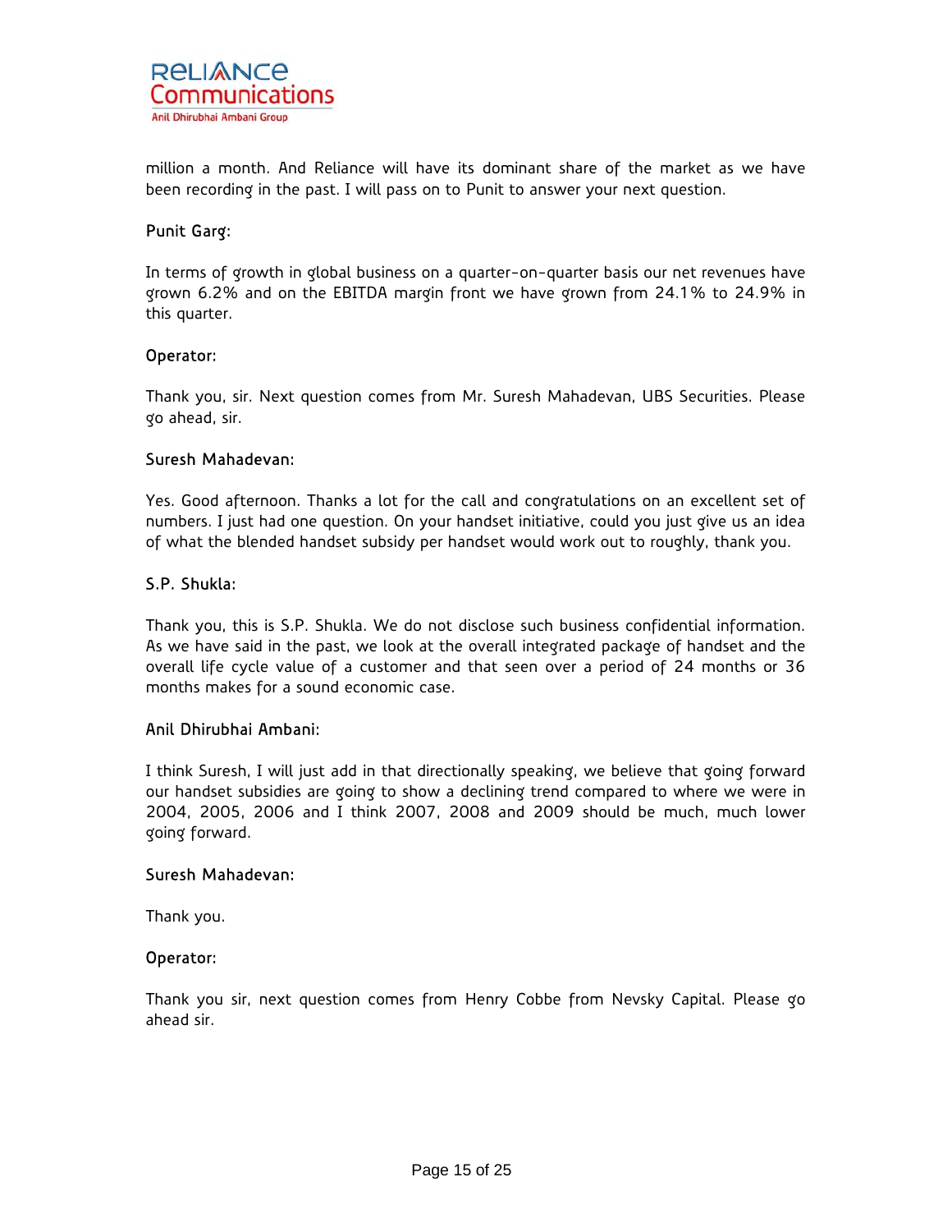million a month. And Reliance will have its dominant share of the market as we have been recording in the past. I will pass on to Punit to answer your next question.

**Punit Garg:**

In terms of growth in global business on a quarter-on-quarter basis our net revenues have grown 6.2% and on the EBITDA margin front we have grown from 24.1% to 24.9% in this quarter.

**Operator:**

Thank you, sir. Next question comes from Mr. Suresh Mahadevan, UBS Securities. Please go ahead, sir.

**Suresh Mahadevan:**

Yes. Good afternoon. Thanks a lot for the call and congratulations on an excellent set of numbers. I just had one question. On your handset initiative, could you just give us an idea of what the blended handset subsidy per handset would work out to roughly, thank you.

**S.P. Shukla:**

Thank you, this is S.P. Shukla. We do not disclose such business confidential information. As we have said in the past, we look at the overall integrated package of handset and the overall life cycle value of a customer and that seen over a period of 24 months or 36 months makes for a sound economic case.

**Anil Dhirubhai Ambani:**

I think Suresh, I will just add in that directionally speaking, we believe that going forward our handset subsidies are going to show a declining trend compared to where we were in 2004, 2005, 2006 and I think 2007, 2008 and 2009 should be much, much lower going forward.

**Suresh Mahadevan:**

Thank you.

**Operator:**

Thank you sir, next question comes from Henry Cobbe from Nevsky Capital. Please go ahead sir.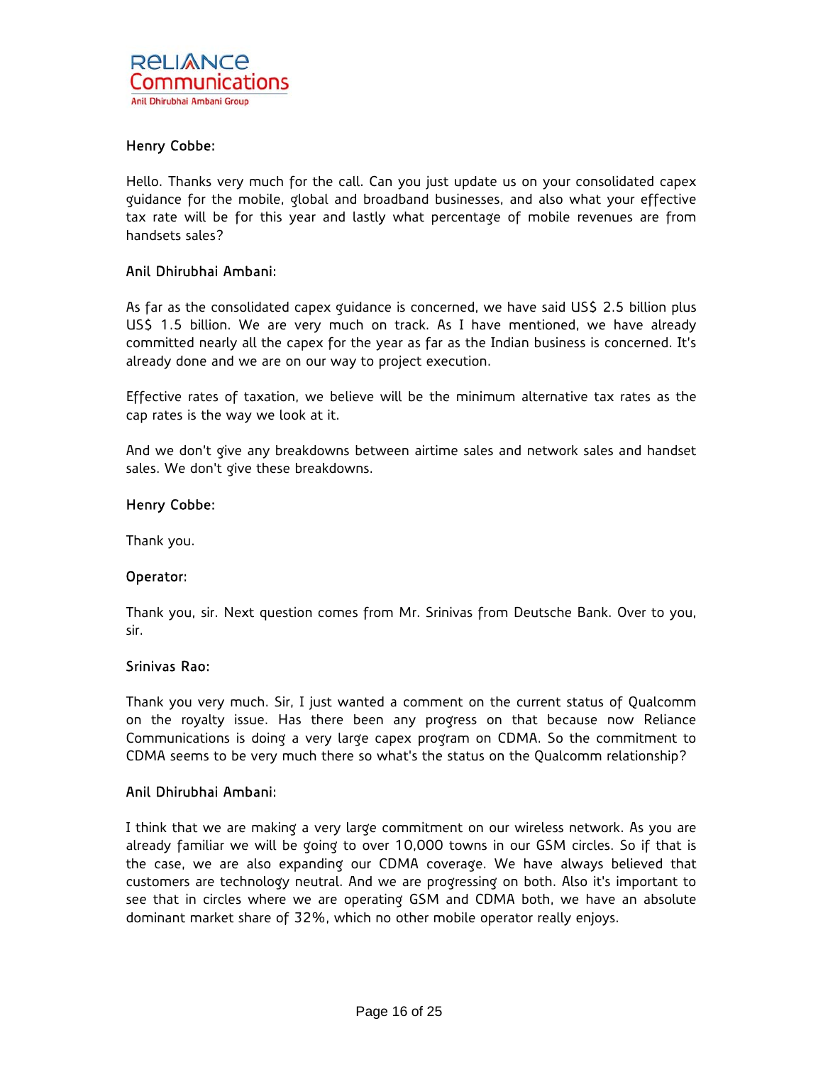**Henry Cobbe:**

Hello. Thanks very much for the call. Can you just update us on your consolidated capex guidance for the mobile, global and broadband businesses, and also what your effective tax rate will be for this year and lastly what percentage of mobile revenues are from handsets sales?

**Anil Dhirubhai Ambani:**

As far as the consolidated capex guidance is concerned, we have said US$ 2.5 billion plus US$ 1.5 billion. We are very much on track. As I have mentioned, we have already committed nearly all the capex for the year as far as the Indian business is concerned. It's already done and we are on our way to project execution.

Effective rates of taxation, we believe will be the minimum alternative tax rates as the cap rates is the way we look at it.

And we don't give any breakdowns between airtime sales and network sales and handset sales. We don't give these breakdowns.

**Henry Cobbe:**

Thank you.

**Operator:**

Thank you, sir. Next question comes from Mr. Srinivas from Deutsche Bank. Over to you, sir.

**Srinivas Rao:**

Thank you very much. Sir, I just wanted a comment on the current status of Qualcomm on the royalty issue. Has there been any progress on that because now Reliance Communications is doing a very large capex program on CDMA. So the commitment to CDMA seems to be very much there so what's the status on the Qualcomm relationship?

**Anil Dhirubhai Ambani:**

I think that we are making a very large commitment on our wireless network. As you are already familiar we will be going to over 10,000 towns in our GSM circles. So if that is the case, we are also expanding our CDMA coverage. We have always believed that customers are technology neutral. And we are progressing on both. Also it's important to see that in circles where we are operating GSM and CDMA both, we have an absolute dominant market share of 32%, which no other mobile operator really enjoys.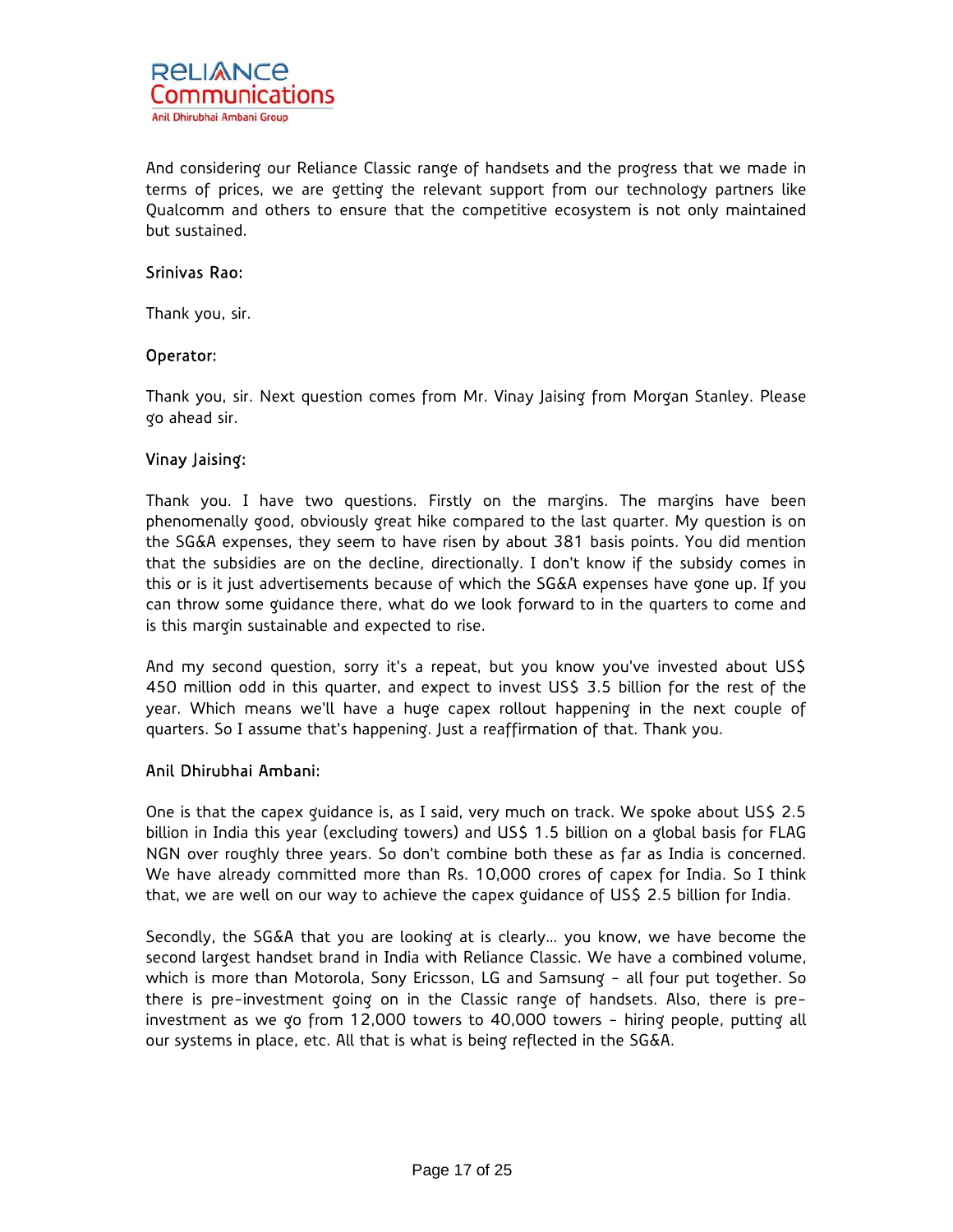And considering our Reliance Classic range of handsets and the progress that we made in terms of prices, we are getting the relevant support from our technology partners like Qualcomm and others to ensure that the competitive ecosystem is not only maintained but sustained.

**Srinivas Rao:**

Thank you, sir.

**Operator:**

Thank you, sir. Next question comes from Mr. Vinay Jaising from Morgan Stanley. Please go ahead sir.

**Vinay Jaising:**

Thank you. I have two questions. Firstly on the margins. The margins have been phenomenally good, obviously great hike compared to the last quarter. My question is on the SG&A expenses, they seem to have risen by about 381 basis points. You did mention that the subsidies are on the decline, directionally. I don't know if the subsidy comes in this or is it just advertisements because of which the SG&A expenses have gone up. If you can throw some guidance there, what do we look forward to in the quarters to come and is this margin sustainable and expected to rise.

And my second question, sorry it's a repeat, but you know you've invested about US$ 450 million odd in this quarter, and expect to invest US$ 3.5 billion for the rest of the year. Which means we'll have a huge capex rollout happening in the next couple of quarters. So I assume that's happening. Just a reaffirmation of that. Thank you.

**Anil Dhirubhai Ambani:**

One is that the capex guidance is, as I said, very much on track. We spoke about US$ 2.5 billion in India this year (excluding towers) and US$ 1.5 billion on a global basis for FLAG NGN over roughly three years. So don't combine both these as far as India is concerned. We have already committed more than Rs. 10,000 crores of capex for India. So I think that, we are well on our way to achieve the capex guidance of US$ 2.5 billion for India.

Secondly, the SG&A that you are looking at is clearly... you know, we have become the second largest handset brand in India with Reliance Classic. We have a combined volume, which is more than Motorola, Sony Ericsson, LG and Samsung - all four put together. So there is pre-investment going on in the Classic range of handsets. Also, there is pre-investment as we go from 12,000 towers to 40,000 towers - hiring people, putting all our systems in place, etc. All that is what is being reflected in the SG&A.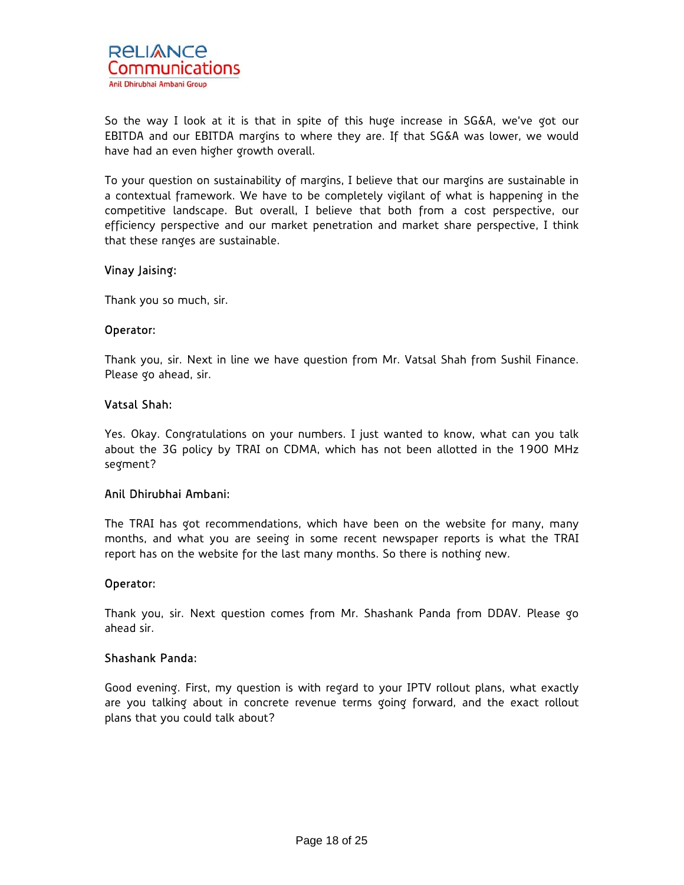So the way I look at it is that in spite of this huge increase in SG&A, we've got our EBITDA and our EBITDA margins to where they are. If that SG&A was lower, we would have had an even higher growth overall.

To your question on sustainability of margins, I believe that our margins are sustainable in a contextual framework. We have to be completely vigilant of what is happening in the competitive landscape. But overall, I believe that both from a cost perspective, our efficiency perspective and our market penetration and market share perspective, I think that these ranges are sustainable.

**Vinay Jaising:**

Thank you so much, sir.

**Operator:**

Thank you, sir. Next in line we have question from Mr. Vatsal Shah from Sushil Finance. Please go ahead, sir.

**Vatsal Shah:**

Yes. Okay. Congratulations on your numbers. I just wanted to know, what can you talk about the 3G policy by TRAI on CDMA, which has not been allotted in the 1900 MHz segment?

**Anil Dhirubhai Ambani:**

The TRAI has got recommendations, which have been on the website for many, many months, and what you are seeing in some recent newspaper reports is what the TRAI report has on the website for the last many months. So there is nothing new.

**Operator:**

Thank you, sir. Next question comes from Mr. Shashank Panda from DDAV. Please go ahead sir.

**Shashank Panda:**

Good evening. First, my question is with regard to your IPTV rollout plans, what exactly are you talking about in concrete revenue terms going forward, and the exact rollout plans that you could talk about?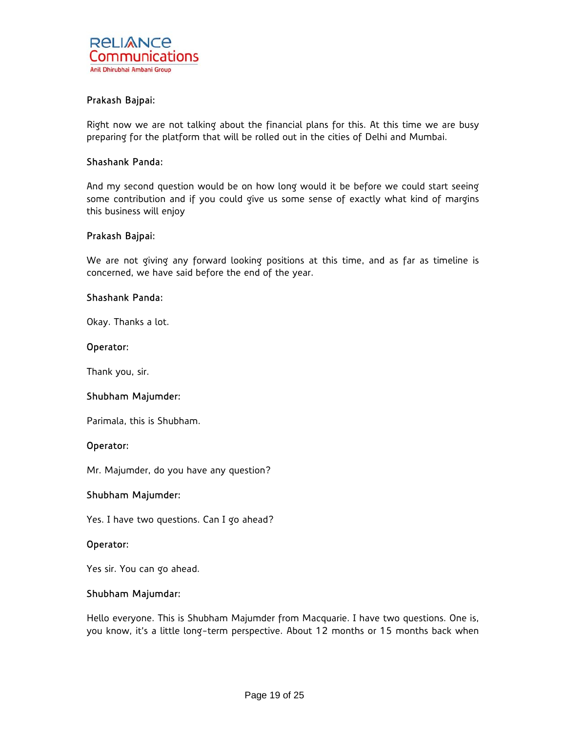**Prakash Bajpai:**

Right now we are not talking about the financial plans for this. At this time we are busy preparing for the platform that will be rolled out in the cities of Delhi and Mumbai.

**Shashank Panda:**

And my second question would be on how long would it be before we could start seeing some contribution and if you could give us some sense of exactly what kind of margins this business will enjoy

**Prakash Bajpai:**

We are not giving any forward looking positions at this time, and as far as timeline is concerned, we have said before the end of the year.

**Shashank Panda:**

Okay. Thanks a lot.

**Operator:**

Thank you, sir.

**Shubham Majumder:**

Parimala, this is Shubham.

**Operator:**

Mr. Majumder, do you have any question?

**Shubham Majumder:**

Yes. I have two questions. Can I go ahead?

**Operator:**

Yes sir. You can go ahead.

**Shubham Majumdar:**

Hello everyone. This is Shubham Majumder from Macquarie. I have two questions. One is, you know, it's a little long-term perspective. About 12 months or 15 months back when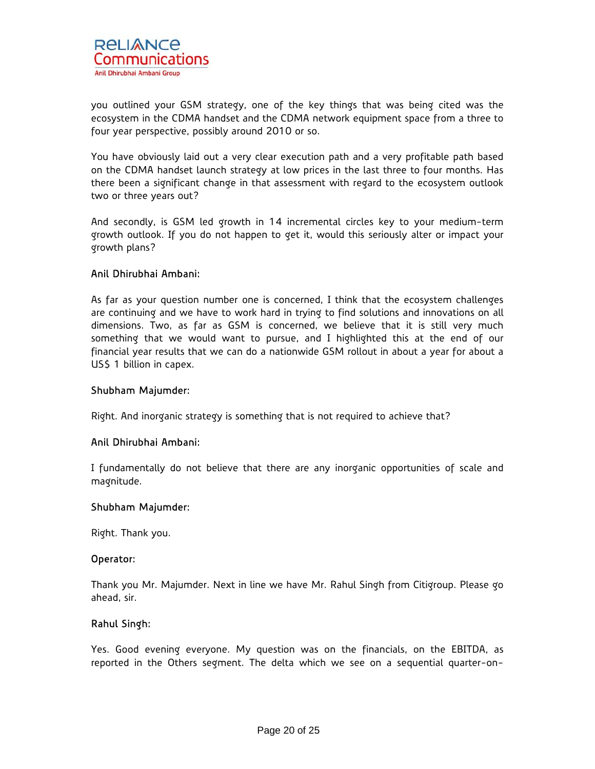you outlined your GSM strategy, one of the key things that was being cited was the ecosystem in the CDMA handset and the CDMA network equipment space from a three to four year perspective, possibly around 2010 or so.

You have obviously laid out a very clear execution path and a very profitable path based on the CDMA handset launch strategy at low prices in the last three to four months. Has there been a significant change in that assessment with regard to the ecosystem outlook two or three years out?

And secondly, is GSM led growth in 14 incremental circles key to your medium-term growth outlook. If you do not happen to get it, would this seriously alter or impact your growth plans?

**Anil Dhirubhai Ambani:**

As far as your question number one is concerned, I think that the ecosystem challenges are continuing and we have to work hard in trying to find solutions and innovations on all dimensions. Two, as far as GSM is concerned, we believe that it is still very much something that we would want to pursue, and I highlighted this at the end of our financial year results that we can do a nationwide GSM rollout in about a year for about a US$ 1 billion in capex.

**Shubham Majumder:**

Right. And inorganic strategy is something that is not required to achieve that?

**Anil Dhirubhai Ambani:**

I fundamentally do not believe that there are any inorganic opportunities of scale and magnitude.

**Shubham Majumder:**

Right. Thank you.

**Operator:**

Thank you Mr. Majumder. Next in line we have Mr. Rahul Singh from Citigroup. Please go ahead, sir.

**Rahul Singh:**

Yes. Good evening everyone. My question was on the financials, on the EBITDA, as reported in the Others segment. The delta which we see on a sequential quarter-on-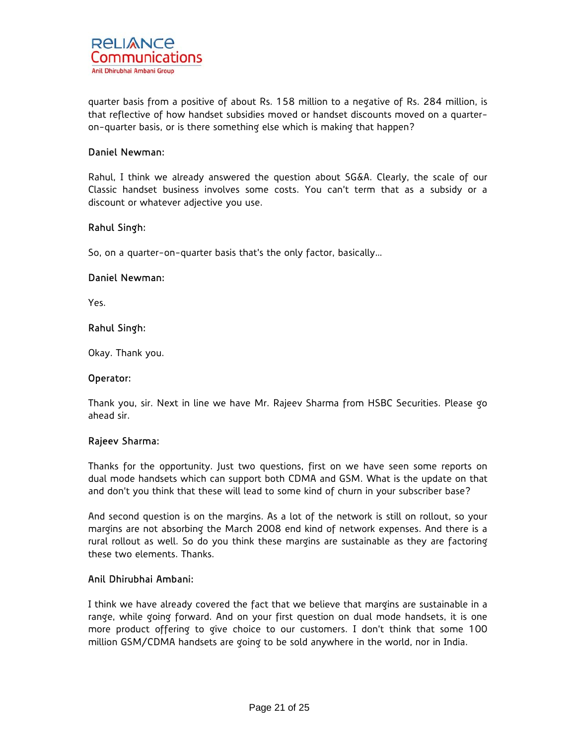quarter basis from a positive of about Rs. 158 million to a negative of Rs. 284 million, is that reflective of how handset subsidies moved or handset discounts moved on a quarter-on-quarter basis, or is there something else which is making that happen?

**Daniel Newman:**

Rahul, I think we already answered the question about SG&A. Clearly, the scale of our Classic handset business involves some costs. You can't term that as a subsidy or a discount or whatever adjective you use.

**Rahul Singh:**

So, on a quarter-on-quarter basis that's the only factor, basically…

**Daniel Newman:**

Yes.

**Rahul Singh:**

Okay. Thank you.

**Operator:**

Thank you, sir. Next in line we have Mr. Rajeev Sharma from HSBC Securities. Please go ahead sir.

**Rajeev Sharma:**

Thanks for the opportunity. Just two questions, first on we have seen some reports on dual mode handsets which can support both CDMA and GSM. What is the update on that and don't you think that these will lead to some kind of churn in your subscriber base?

And second question is on the margins. As a lot of the network is still on rollout, so your margins are not absorbing the March 2008 end kind of network expenses. And there is a rural rollout as well. So do you think these margins are sustainable as they are factoring these two elements. Thanks.

**Anil Dhirubhai Ambani:**

I think we have already covered the fact that we believe that margins are sustainable in a range, while going forward. And on your first question on dual mode handsets, it is one more product offering to give choice to our customers. I don't think that some 100 million GSM/CDMA handsets are going to be sold anywhere in the world, nor in India.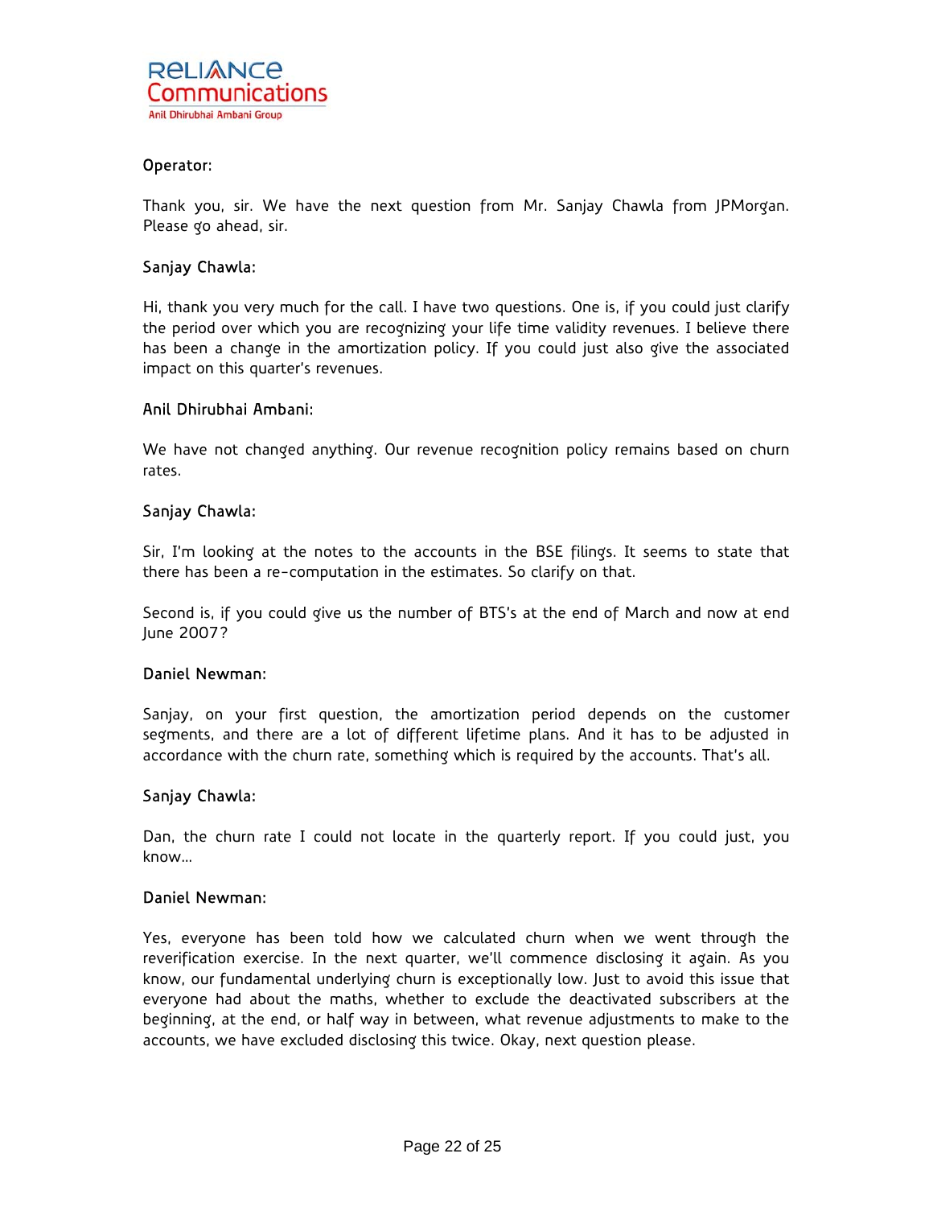**Operator:**

Thank you, sir. We have the next question from Mr. Sanjay Chawla from JPMorgan. Please go ahead, sir.

**Sanjay Chawla:**

Hi, thank you very much for the call. I have two questions. One is, if you could just clarify the period over which you are recognizing your life time validity revenues. I believe there has been a change in the amortization policy. If you could just also give the associated impact on this quarter's revenues.

**Anil Dhirubhai Ambani:**

We have not changed anything. Our revenue recognition policy remains based on churn rates.

**Sanjay Chawla:**

Sir, I'm looking at the notes to the accounts in the BSE filings. It seems to state that there has been a re-computation in the estimates. So clarify on that.

Second is, if you could give us the number of BTS's at the end of March and now at end June 2007?

**Daniel Newman:**

Sanjay, on your first question, the amortization period depends on the customer segments, and there are a lot of different lifetime plans. And it has to be adjusted in accordance with the churn rate, something which is required by the accounts. That's all.

**Sanjay Chawla:**

Dan, the churn rate I could not locate in the quarterly report. If you could just, you know…

**Daniel Newman:**

Yes, everyone has been told how we calculated churn when we went through the reverification exercise. In the next quarter, we'll commence disclosing it again. As you know, our fundamental underlying churn is exceptionally low. Just to avoid this issue that everyone had about the maths, whether to exclude the deactivated subscribers at the beginning, at the end, or half way in between, what revenue adjustments to make to the accounts, we have excluded disclosing this twice. Okay, next question please.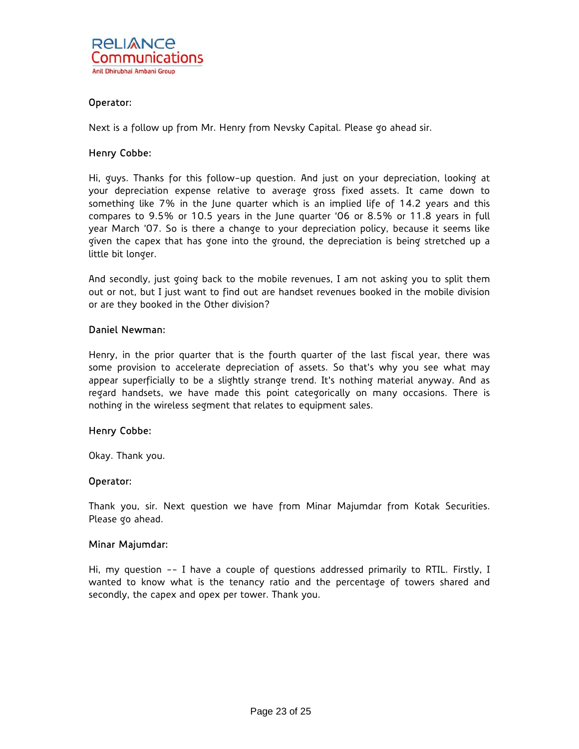**Operator:**

Next is a follow up from Mr. Henry from Nevsky Capital. Please go ahead sir.

**Henry Cobbe:**

Hi, guys. Thanks for this follow-up question. And just on your depreciation, looking at your depreciation expense relative to average gross fixed assets. It came down to something like 7% in the June quarter which is an implied life of 14.2 years and this compares to 9.5% or 10.5 years in the June quarter '06 or 8.5% or 11.8 years in full year March '07. So is there a change to your depreciation policy, because it seems like given the capex that has gone into the ground, the depreciation is being stretched up a little bit longer.

And secondly, just going back to the mobile revenues, I am not asking you to split them out or not, but I just want to find out are handset revenues booked in the mobile division or are they booked in the Other division?

**Daniel Newman:**

Henry, in the prior quarter that is the fourth quarter of the last fiscal year, there was some provision to accelerate depreciation of assets. So that's why you see what may appear superficially to be a slightly strange trend. It's nothing material anyway. And as regard handsets, we have made this point categorically on many occasions. There is nothing in the wireless segment that relates to equipment sales.

**Henry Cobbe:**

Okay. Thank you.

**Operator:**

Thank you, sir. Next question we have from Minar Majumdar from Kotak Securities. Please go ahead.

**Minar Majumdar:**

Hi, my question -- I have a couple of questions addressed primarily to RTIL. Firstly, I wanted to know what is the tenancy ratio and the percentage of towers shared and secondly, the capex and opex per tower. Thank you.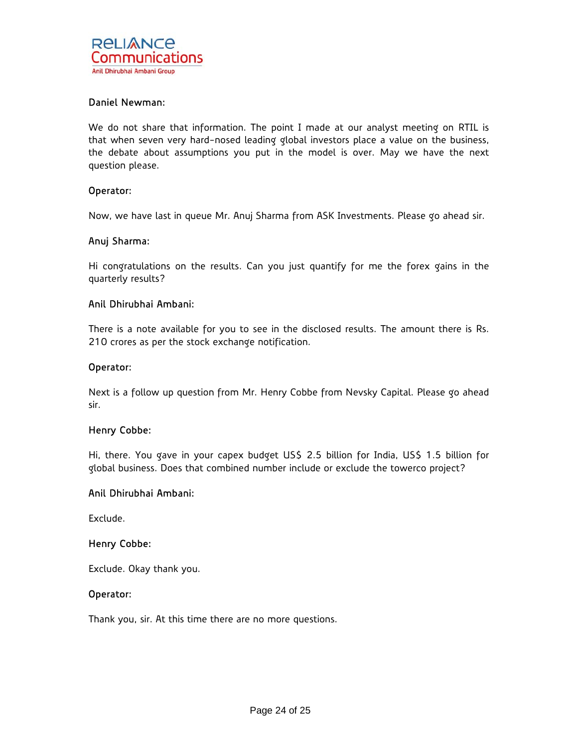**Daniel Newman:**

We do not share that information. The point I made at our analyst meeting on RTIL is that when seven very hard-nosed leading global investors place a value on the business, the debate about assumptions you put in the model is over. May we have the next question please.

**Operator:**

Now, we have last in queue Mr. Anuj Sharma from ASK Investments. Please go ahead sir.

**Anuj Sharma:**

Hi congratulations on the results. Can you just quantify for me the forex gains in the quarterly results?

**Anil Dhirubhai Ambani:**

There is a note available for you to see in the disclosed results. The amount there is Rs. 210 crores as per the stock exchange notification.

**Operator:**

Next is a follow up question from Mr. Henry Cobbe from Nevsky Capital. Please go ahead sir.

**Henry Cobbe:**

Hi, there. You gave in your capex budget US$ 2.5 billion for India, US$ 1.5 billion for global business. Does that combined number include or exclude the towerco project?

**Anil Dhirubhai Ambani:**

Exclude.

**Henry Cobbe:**

Exclude. Okay thank you.

**Operator:**

Thank you, sir. At this time there are no more questions.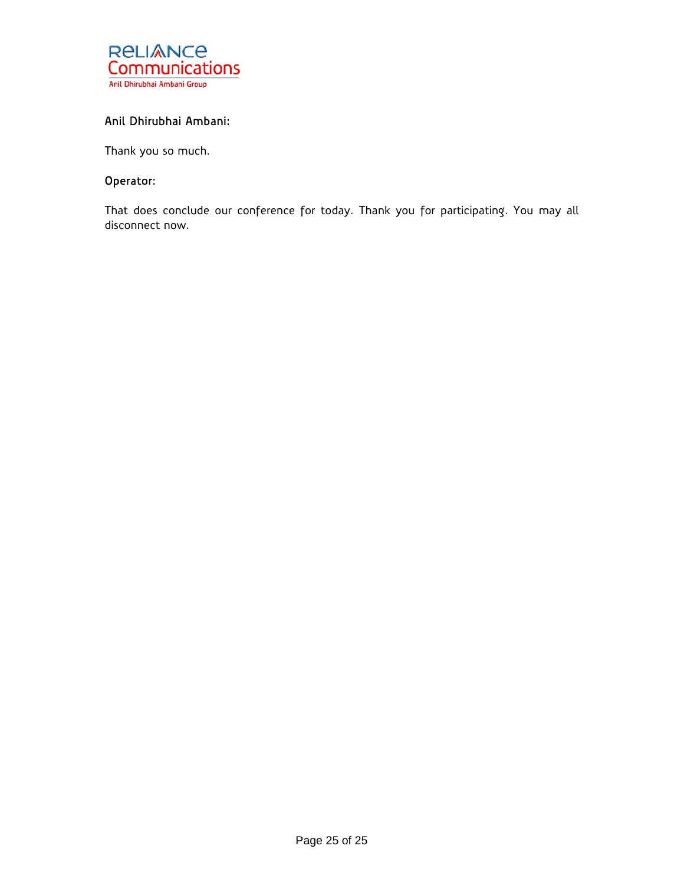**Anil Dhirubhai Ambani:**

Thank you so much.

**Operator:**

That does conclude our conference for today. Thank you for participating. You may all disconnect now.